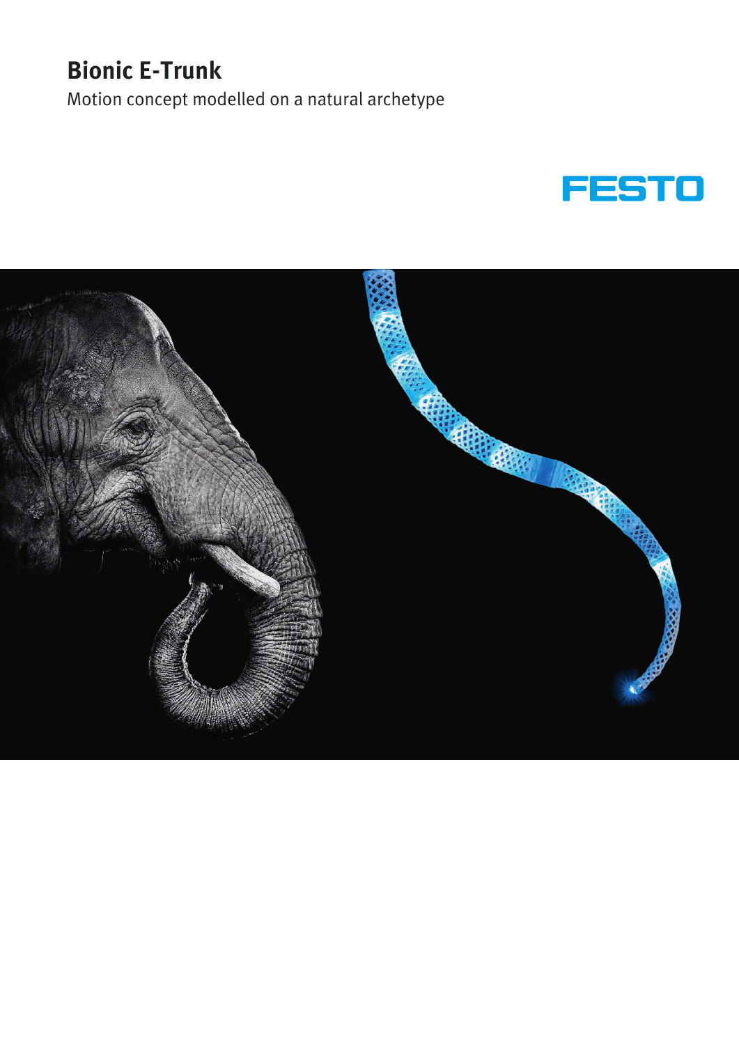# Bionic E-Trunk

Motion concept modelled on a natural archetype

FESTO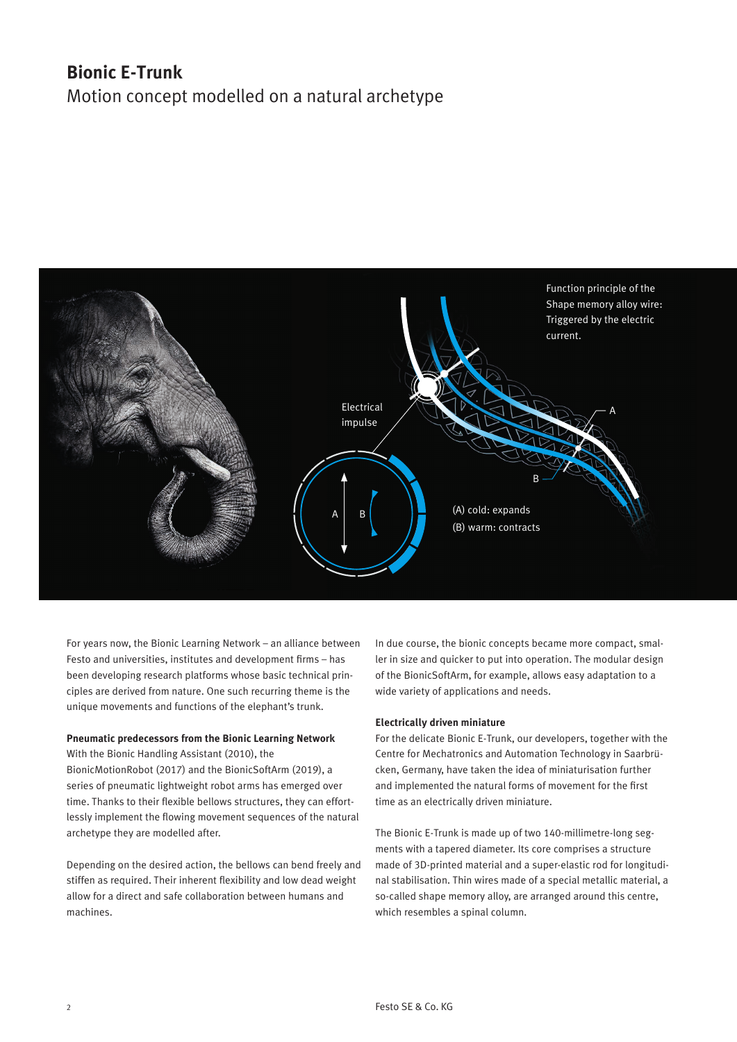# Bionic E-Trunk

Motion concept modelled on a natural archetype

Function principle of the Shape memory alloy wire: Triggered by the electric current.

Electrical impulse

(A) cold: expands

(B) warm: contracts

For years now, the Bionic Learning Network – an alliance between Festo and universities, institutes and development firms – has been developing research platforms whose basic technical principles are derived from nature. One such recurring theme is the unique movements and functions of the elephant's trunk.

**Pneumatic predecessors from the Bionic Learning Network**

With the Bionic Handling Assistant (2010), the BionicMotionRobot (2017) and the BionicSoftArm (2019), a series of pneumatic lightweight robot arms has emerged over time. Thanks to their flexible bellows structures, they can effortlessly implement the flowing movement sequences of the natural archetype they are modelled after.

Depending on the desired action, the bellows can bend freely and stiffen as required. Their inherent flexibility and low dead weight allow for a direct and safe collaboration between humans and machines.

In due course, the bionic concepts became more compact, smaller in size and quicker to put into operation. The modular design of the BionicSoftArm, for example, allows easy adaptation to a wide variety of applications and needs.

**Electrically driven miniature**

For the delicate Bionic E-Trunk, our developers, together with the Centre for Mechatronics and Automation Technology in Saarbrücken, Germany, have taken the idea of miniaturisation further and implemented the natural forms of movement for the first time as an electrically driven miniature.

The Bionic E-Trunk is made up of two 140-millimetre-long segments with a tapered diameter. Its core comprises a structure made of 3D-printed material and a super-elastic rod for longitudinal stabilisation. Thin wires made of a special metallic material, a so-called shape memory alloy, are arranged around this centre, which resembles a spinal column.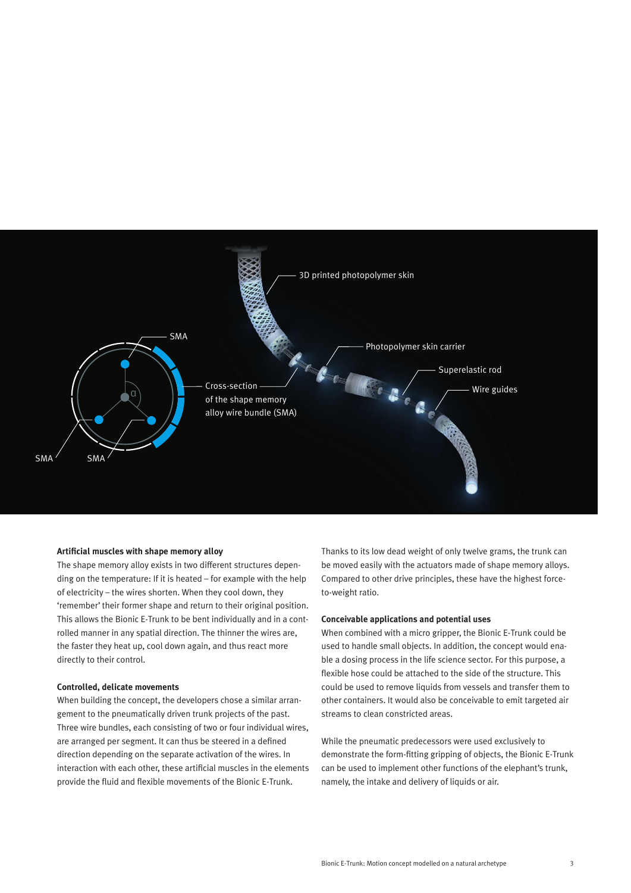3D printed photopolymer skin

Photopolymer skin carrier

Superelastic rod

Wire guides

SMA

SMA

SMA

α

Cross-section of the shape memory alloy wire bundle (SMA)

**Artificial muscles with shape memory alloy**

The shape memory alloy exists in two different structures depending on the temperature: If it is heated – for example with the help of electricity – the wires shorten. When they cool down, they 'remember' their former shape and return to their original position. This allows the Bionic E-Trunk to be bent individually and in a controlled manner in any spatial direction. The thinner the wires are, the faster they heat up, cool down again, and thus react more directly to their control.

**Controlled, delicate movements**

When building the concept, the developers chose a similar arrangement to the pneumatically driven trunk projects of the past. Three wire bundles, each consisting of two or four individual wires, are arranged per segment. It can thus be steered in a defined direction depending on the separate activation of the wires. In interaction with each other, these artificial muscles in the elements provide the fluid and flexible movements of the Bionic E-Trunk.

Thanks to its low dead weight of only twelve grams, the trunk can be moved easily with the actuators made of shape memory alloys. Compared to other drive principles, these have the highest force-to-weight ratio.

**Conceivable applications and potential uses**

When combined with a micro gripper, the Bionic E-Trunk could be used to handle small objects. In addition, the concept would enable a dosing process in the life science sector. For this purpose, a flexible hose could be attached to the side of the structure. This could be used to remove liquids from vessels and transfer them to other containers. It would also be conceivable to emit targeted air streams to clean constricted areas.

While the pneumatic predecessors were used exclusively to demonstrate the form-fitting gripping of objects, the Bionic E-Trunk can be used to implement other functions of the elephant's trunk, namely, the intake and delivery of liquids or air.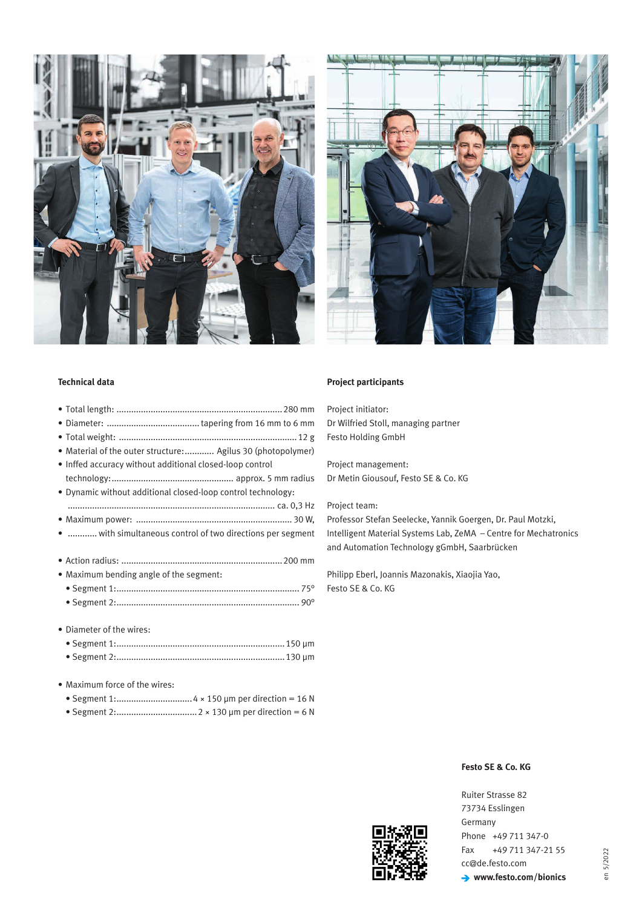### Technical data

- Total length: 280 mm
- Diameter: tapering from 16 mm to 6 mm
- Total weight: 12 g
- Material of the outer structure: Agilus 30 (photopolymer)
- Inffed accuracy without additional closed-loop control technology: approx. 5 mm radius
- Dynamic without additional closed-loop control technology: ca. 0,3 Hz
- Maximum power: 30 W,
- ............ with simultaneous control of two directions per segment

- Action radius: 200 mm
- Maximum bending angle of the segment:
  - Segment 1: 75°
  - Segment 2: 90°

- Diameter of the wires:
  - Segment 1: 150 µm
  - Segment 2: 130 µm

- Maximum force of the wires:
  - Segment 1: 4 × 150 µm per direction = 16 N
  - Segment 2: 2 × 130 µm per direction = 6 N

### Project participants

Project initiator:
Dr Wilfried Stoll, managing partner
Festo Holding GmbH

Project management:
Dr Metin Giousouf, Festo SE & Co. KG

Project team:
Professor Stefan Seelecke, Yannik Goergen, Dr. Paul Motzki, Intelligent Material Systems Lab, ZeMA – Centre for Mechatronics and Automation Technology gGmbH, Saarbrücken

Philipp Eberl, Joannis Mazonakis, Xiaojia Yao, Festo SE & Co. KG

**Festo SE & Co. KG**

Ruiter Strasse 82
73734 Esslingen
Germany
Phone +49 711 347-0
Fax +49 711 347-21 55
cc@de.festo.com
→ **www.festo.com/bionics**

en 5/2022